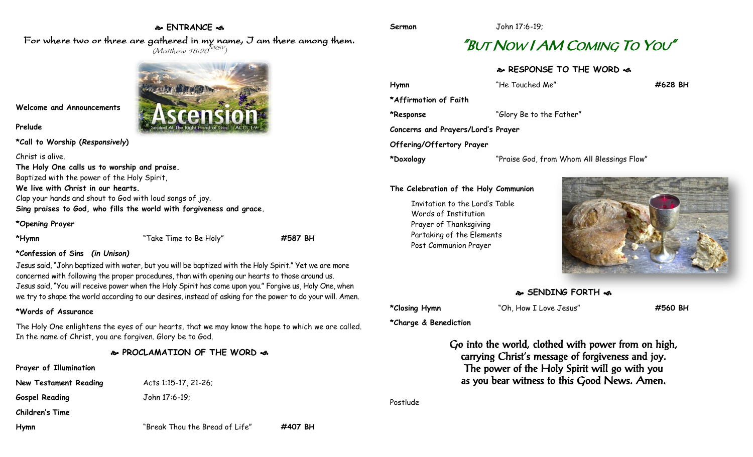## ENTRANCE

*For where two or three are gathered in my name, I am there among them.*
*(Matthew 18:20 NRSV)*

**Welcome and Announcements**

**Prelude**

**\*Call to Worship (*Responsively*)**

Christ is alive.
**The Holy One calls us to worship and praise.**
Baptized with the power of the Holy Spirit,
**We live with Christ in our hearts.**
Clap your hands and shout to God with loud songs of joy.
**Sing praises to God, who fills the world with forgiveness and grace.**

**\*Opening Prayer**

**\*Hymn** "Take Time to Be Holy" **#587 BH**

**\*Confession of Sins *(in Unison)***

Jesus said, "John baptized with water, but you will be baptized with the Holy Spirit." Yet we are more concerned with following the proper procedures, than with opening our hearts to those around us. Jesus said, "You will receive power when the Holy Spirit has come upon you." Forgive us, Holy One, when we try to shape the world according to our desires, instead of asking for the power to do your will. Amen.

**\*Words of Assurance**

The Holy One enlightens the eyes of our hearts, that we may know the hope to which we are called. In the name of Christ, you are forgiven. Glory be to God.

## PROCLAMATION OF THE WORD

**Prayer of Illumination**

**New Testament Reading** Acts 1:15-17, 21-26;

**Gospel Reading** John 17:6-19;

**Children's Time**

**Hymn** "Break Thou the Bread of Life" **#407 BH**

**Sermon** John 17:6-19;

# "But Now I AM Coming To You"

## RESPONSE TO THE WORD

**Hymn** "He Touched Me" **#628 BH**

**\*Affirmation of Faith**

**\*Response** "Glory Be to the Father"

**Concerns and Prayers/Lord's Prayer**

**Offering/Offertory Prayer**

**\*Doxology** "Praise God, from Whom All Blessings Flow"

**The Celebration of the Holy Communion**

- Invitation to the Lord's Table
- Words of Institution
- Prayer of Thanksgiving
- Partaking of the Elements
- Post Communion Prayer

## SENDING FORTH

**\*Closing Hymn** "Oh, How I Love Jesus" **#560 BH**

**\*Charge & Benediction**

**Go into the world, clothed with power from on high,**
**carrying Christ's message of forgiveness and joy.**
**The power of the Holy Spirit will go with you**
**as you bear witness to this Good News. Amen.**

Postlude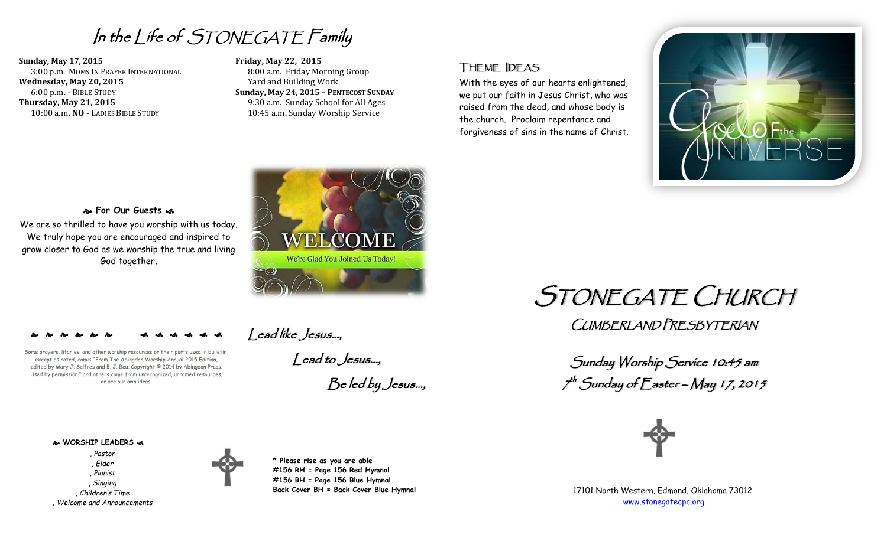# In the Life of STONEGATE Family

**Sunday, May 17, 2015**
3:00 p.m. MOMS IN PRAYER INTERNATIONAL

**Wednesday, May 20, 2015**
6:00 p.m. - BIBLE STUDY

**Thursday, May 21, 2015**
10:00 a.m. **NO** - LADIES BIBLE STUDY

**Friday, May 22, 2015**
8:00 a.m. Friday Morning Group
Yard and Building Work

**Sunday, May 24, 2015 – PENTECOST SUNDAY**
9:30 a.m. Sunday School for All Ages
10:45 a.m. Sunday Worship Service

## ❧ For Our Guests ☙

We are so thrilled to have you worship with us today. We truly hope you are encouraged and inspired to grow closer to God as we worship the true and living God together.

WELCOME
We're Glad You Joined Us Today!

❧ ❧ ❧ ❧ ❧ ❧ ☙ ☙ ☙ ☙ ☙ ☙

Some prayers, litanies, and other worship resources or their parts used in bulletin, except as noted, come: "From The Abingdon Worship Annual 2015 Edition, edited by Mary J. Scifres and B. J. Beu. Copyright © 2014 by Abingdon Press. Used by permission." and others come from unrecognized, unnamed resources, or are our own ideas.

*Lead like Jesus...,*

*Lead to Jesus...,*

*Be led by Jesus...,*

## ❧ WORSHIP LEADERS ☙

*, Pastor*
*, Elder*
*, Pianist*
*, Singing*
*, Children's Time*
*, Welcome and Announcements*

**\* Please rise as you are able**
**#156 RH = Page 156 Red Hymnal**
**#156 BH = Page 156 Blue Hymnal**
**Back Cover BH = Back Cover Blue Hymnal**

## THEME IDEAS

With the eyes of our hearts enlightened, we put our faith in Jesus Christ, who was raised from the dead, and whose body is the church. Proclaim repentance and forgiveness of sins in the name of Christ.

God of the UNIVERSE

# STONEGATE CHURCH

## CUMBERLAND PRESBYTERIAN

### Sunday Worship Service 10:45 am

### 7th Sunday of Easter – May 17, 2015

17101 North Western, Edmond, Oklahoma 73012
www.stonegatecpc.org